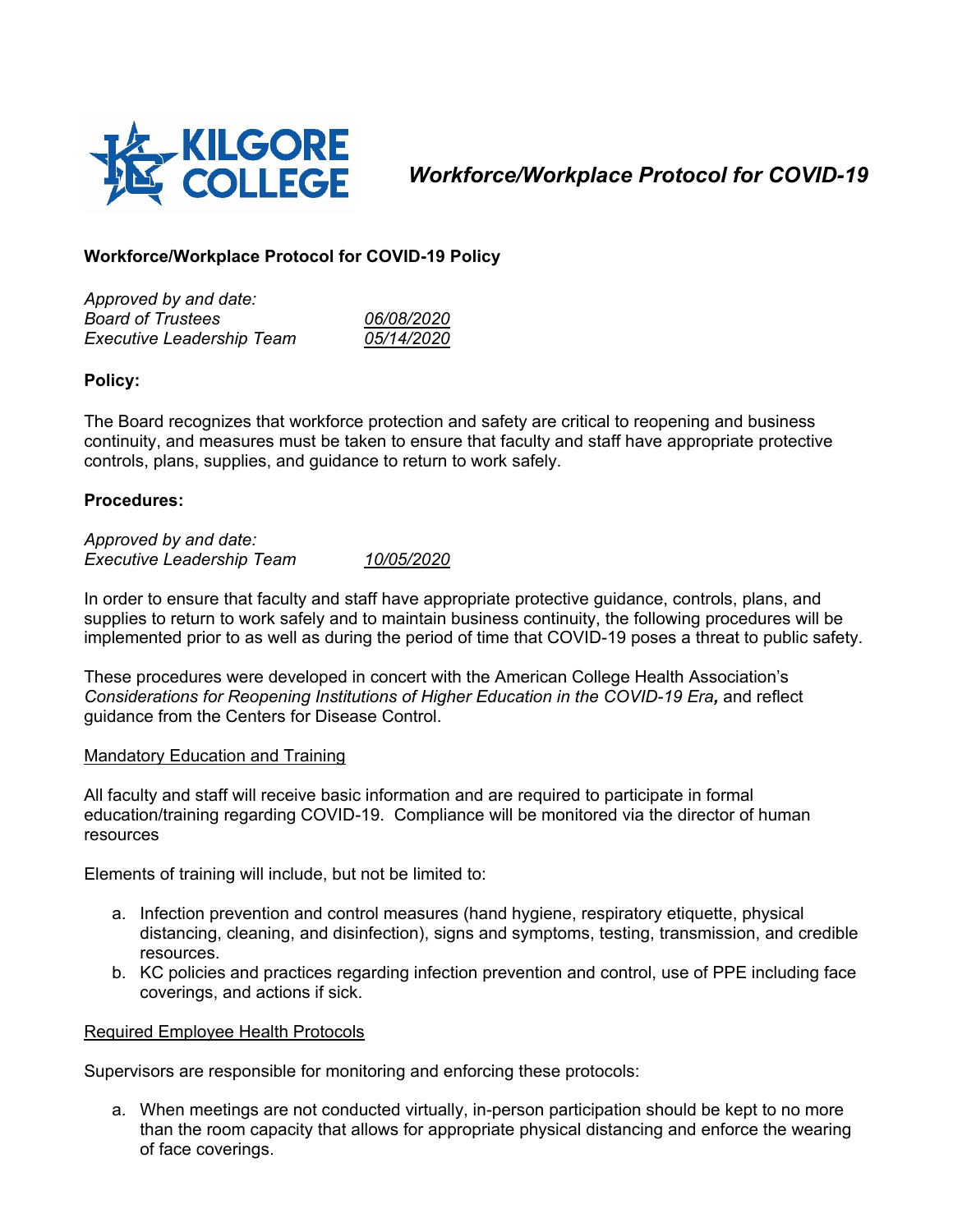# *Workforce/Workplace Protocol for COVID-19*

**Workforce/Workplace Protocol for COVID-19 Policy**

*Approved by and date:*

| | |
|---|---|
| *Board of Trustees* | *06/08/2020* |
| *Executive Leadership Team* | *05/14/2020* |

**Policy:**

The Board recognizes that workforce protection and safety are critical to reopening and business continuity, and measures must be taken to ensure that faculty and staff have appropriate protective controls, plans, supplies, and guidance to return to work safely.

**Procedures:**

*Approved by and date:*

| | |
|---|---|
| *Executive Leadership Team* | *10/05/2020* |

In order to ensure that faculty and staff have appropriate protective guidance, controls, plans, and supplies to return to work safely and to maintain business continuity, the following procedures will be implemented prior to as well as during the period of time that COVID-19 poses a threat to public safety.

These procedures were developed in concert with the American College Health Association's *Considerations for Reopening Institutions of Higher Education in the COVID-19 Era,* and reflect guidance from the Centers for Disease Control.

Mandatory Education and Training

All faculty and staff will receive basic information and are required to participate in formal education/training regarding COVID-19. Compliance will be monitored via the director of human resources

Elements of training will include, but not be limited to:

a. Infection prevention and control measures (hand hygiene, respiratory etiquette, physical distancing, cleaning, and disinfection), signs and symptoms, testing, transmission, and credible resources.
b. KC policies and practices regarding infection prevention and control, use of PPE including face coverings, and actions if sick.

Required Employee Health Protocols

Supervisors are responsible for monitoring and enforcing these protocols:

a. When meetings are not conducted virtually, in-person participation should be kept to no more than the room capacity that allows for appropriate physical distancing and enforce the wearing of face coverings.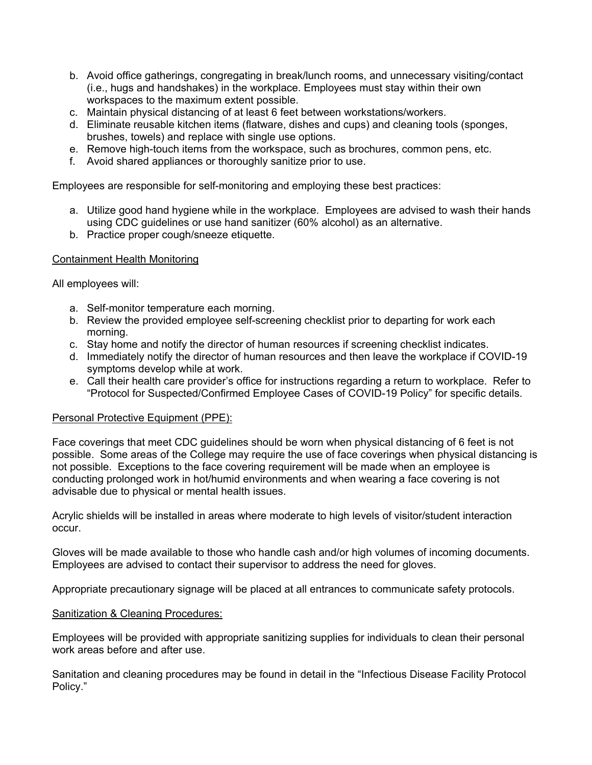b. Avoid office gatherings, congregating in break/lunch rooms, and unnecessary visiting/contact (i.e., hugs and handshakes) in the workplace. Employees must stay within their own workspaces to the maximum extent possible.
c. Maintain physical distancing of at least 6 feet between workstations/workers.
d. Eliminate reusable kitchen items (flatware, dishes and cups) and cleaning tools (sponges, brushes, towels) and replace with single use options.
e. Remove high-touch items from the workspace, such as brochures, common pens, etc.
f. Avoid shared appliances or thoroughly sanitize prior to use.

Employees are responsible for self-monitoring and employing these best practices:

a. Utilize good hand hygiene while in the workplace. Employees are advised to wash their hands using CDC guidelines or use hand sanitizer (60% alcohol) as an alternative.
b. Practice proper cough/sneeze etiquette.

<u>Containment Health Monitoring</u>

All employees will:

a. Self-monitor temperature each morning.
b. Review the provided employee self-screening checklist prior to departing for work each morning.
c. Stay home and notify the director of human resources if screening checklist indicates.
d. Immediately notify the director of human resources and then leave the workplace if COVID-19 symptoms develop while at work.
e. Call their health care provider's office for instructions regarding a return to workplace. Refer to "Protocol for Suspected/Confirmed Employee Cases of COVID-19 Policy" for specific details.

<u>Personal Protective Equipment (PPE):</u>

Face coverings that meet CDC guidelines should be worn when physical distancing of 6 feet is not possible. Some areas of the College may require the use of face coverings when physical distancing is not possible. Exceptions to the face covering requirement will be made when an employee is conducting prolonged work in hot/humid environments and when wearing a face covering is not advisable due to physical or mental health issues.

Acrylic shields will be installed in areas where moderate to high levels of visitor/student interaction occur.

Gloves will be made available to those who handle cash and/or high volumes of incoming documents. Employees are advised to contact their supervisor to address the need for gloves.

Appropriate precautionary signage will be placed at all entrances to communicate safety protocols.

<u>Sanitization & Cleaning Procedures:</u>

Employees will be provided with appropriate sanitizing supplies for individuals to clean their personal work areas before and after use.

Sanitation and cleaning procedures may be found in detail in the "Infectious Disease Facility Protocol Policy."